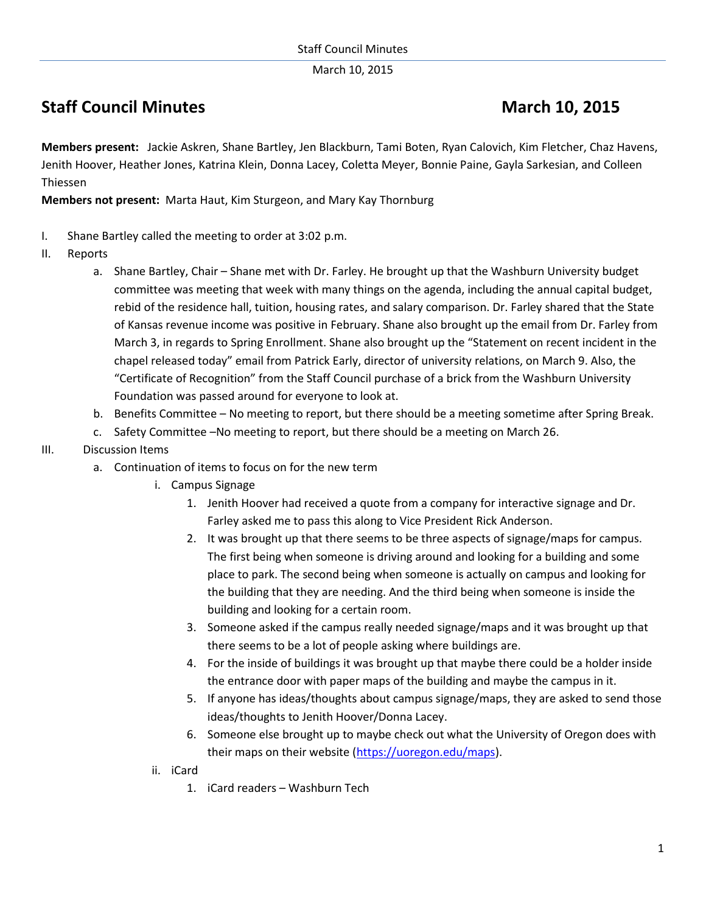# Staff Council Minutes March 10, 2015

**Members present:** Jackie Askren, Shane Bartley, Jen Blackburn, Tami Boten, Ryan Calovich, Kim Fletcher, Chaz Havens, Jenith Hoover, Heather Jones, Katrina Klein, Donna Lacey, Coletta Meyer, Bonnie Paine, Gayla Sarkesian, and Colleen Thiessen

**Members not present:** Marta Haut, Kim Sturgeon, and Mary Kay Thornburg

I. Shane Bartley called the meeting to order at 3:02 p.m.

II. Reports

   a. Shane Bartley, Chair – Shane met with Dr. Farley. He brought up that the Washburn University budget committee was meeting that week with many things on the agenda, including the annual capital budget, rebid of the residence hall, tuition, housing rates, and salary comparison. Dr. Farley shared that the State of Kansas revenue income was positive in February. Shane also brought up the email from Dr. Farley from March 3, in regards to Spring Enrollment. Shane also brought up the "Statement on recent incident in the chapel released today" email from Patrick Early, director of university relations, on March 9. Also, the "Certificate of Recognition" from the Staff Council purchase of a brick from the Washburn University Foundation was passed around for everyone to look at.

   b. Benefits Committee – No meeting to report, but there should be a meeting sometime after Spring Break.

   c. Safety Committee –No meeting to report, but there should be a meeting on March 26.

III. Discussion Items

   a. Continuation of items to focus on for the new term

      i. Campus Signage

         1. Jenith Hoover had received a quote from a company for interactive signage and Dr. Farley asked me to pass this along to Vice President Rick Anderson.
         2. It was brought up that there seems to be three aspects of signage/maps for campus. The first being when someone is driving around and looking for a building and some place to park. The second being when someone is actually on campus and looking for the building that they are needing. And the third being when someone is inside the building and looking for a certain room.
         3. Someone asked if the campus really needed signage/maps and it was brought up that there seems to be a lot of people asking where buildings are.
         4. For the inside of buildings it was brought up that maybe there could be a holder inside the entrance door with paper maps of the building and maybe the campus in it.
         5. If anyone has ideas/thoughts about campus signage/maps, they are asked to send those ideas/thoughts to Jenith Hoover/Donna Lacey.
         6. Someone else brought up to maybe check out what the University of Oregon does with their maps on their website (https://uoregon.edu/maps).

      ii. iCard

         1. iCard readers – Washburn Tech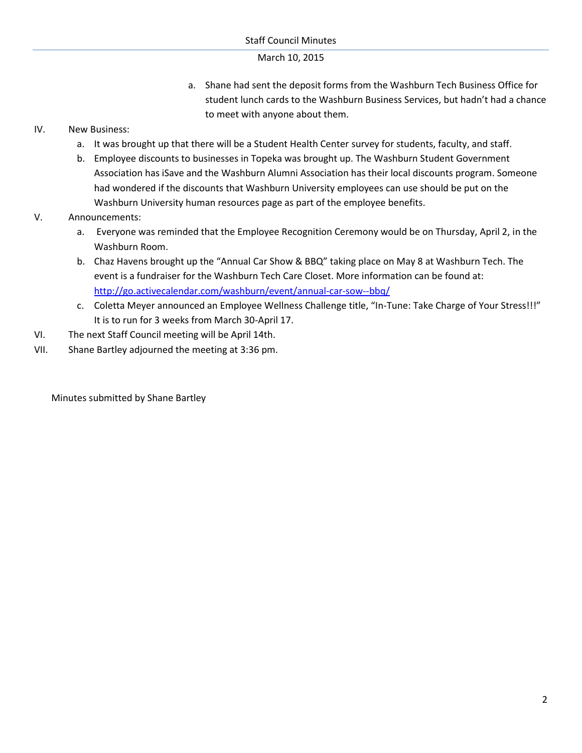a. Shane had sent the deposit forms from the Washburn Tech Business Office for student lunch cards to the Washburn Business Services, but hadn't had a chance to meet with anyone about them.

IV. New Business:
   a. It was brought up that there will be a Student Health Center survey for students, faculty, and staff.
   b. Employee discounts to businesses in Topeka was brought up. The Washburn Student Government Association has iSave and the Washburn Alumni Association has their local discounts program. Someone had wondered if the discounts that Washburn University employees can use should be put on the Washburn University human resources page as part of the employee benefits.

V. Announcements:
   a. Everyone was reminded that the Employee Recognition Ceremony would be on Thursday, April 2, in the Washburn Room.
   b. Chaz Havens brought up the "Annual Car Show & BBQ" taking place on May 8 at Washburn Tech. The event is a fundraiser for the Washburn Tech Care Closet. More information can be found at: [http://go.activecalendar.com/washburn/event/annual-car-sow--bbq/](http://go.activecalendar.com/washburn/event/annual-car-sow--bbq/)
   c. Coletta Meyer announced an Employee Wellness Challenge title, "In-Tune: Take Charge of Your Stress!!!" It is to run for 3 weeks from March 30-April 17.

VI. The next Staff Council meeting will be April 14th.

VII. Shane Bartley adjourned the meeting at 3:36 pm.

Minutes submitted by Shane Bartley